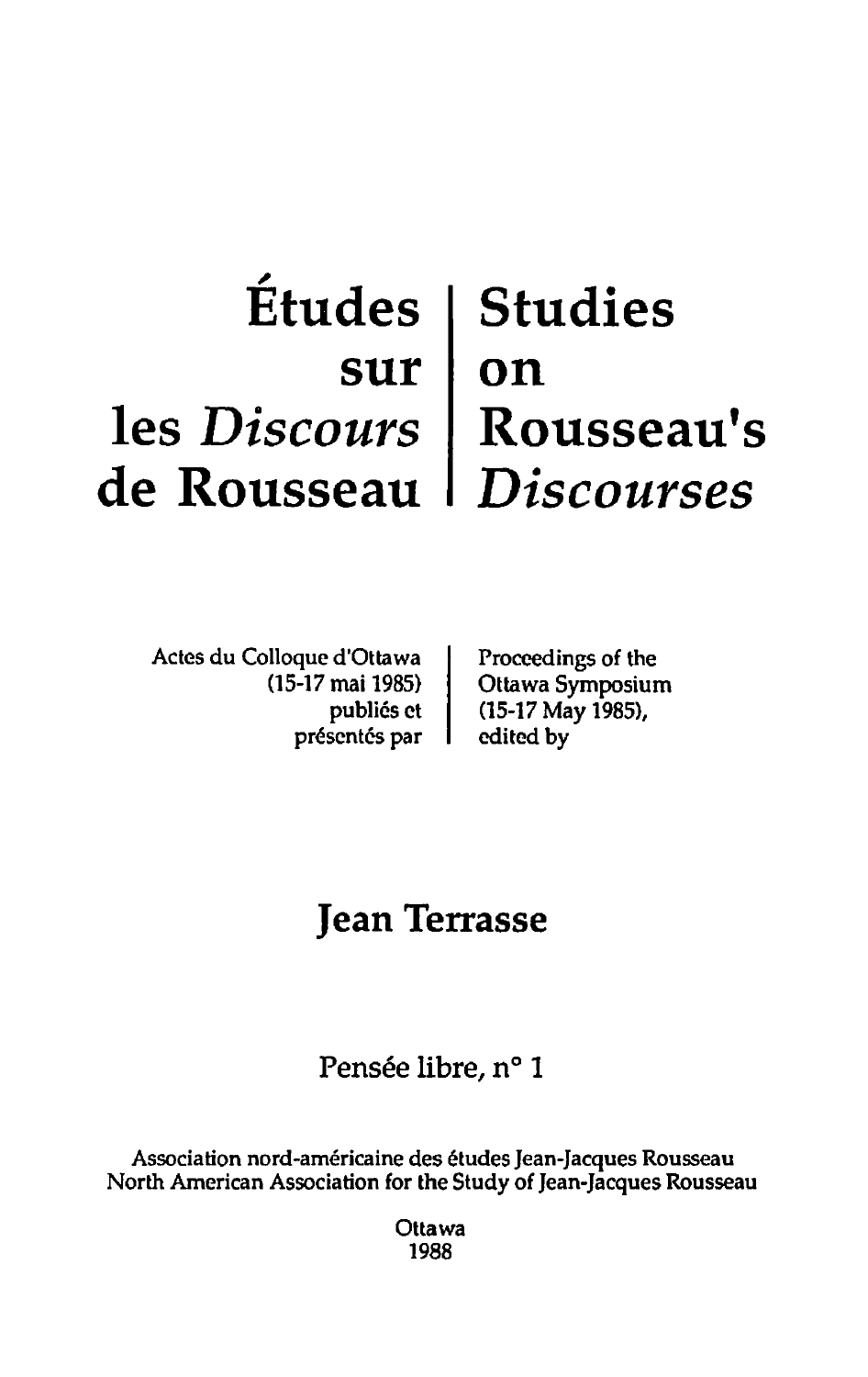# Études sur les *Discours* de Rousseau

# Studies on Rousseau's *Discourses*

Actes du Colloque d'Ottawa (15-17 mai 1985) publiés et présentés par

Proceedings of the Ottawa Symposium (15-17 May 1985), edited by

## Jean Terrasse

Pensée libre, n° 1

Association nord-américaine des études Jean-Jacques Rousseau
North American Association for the Study of Jean-Jacques Rousseau

Ottawa
1988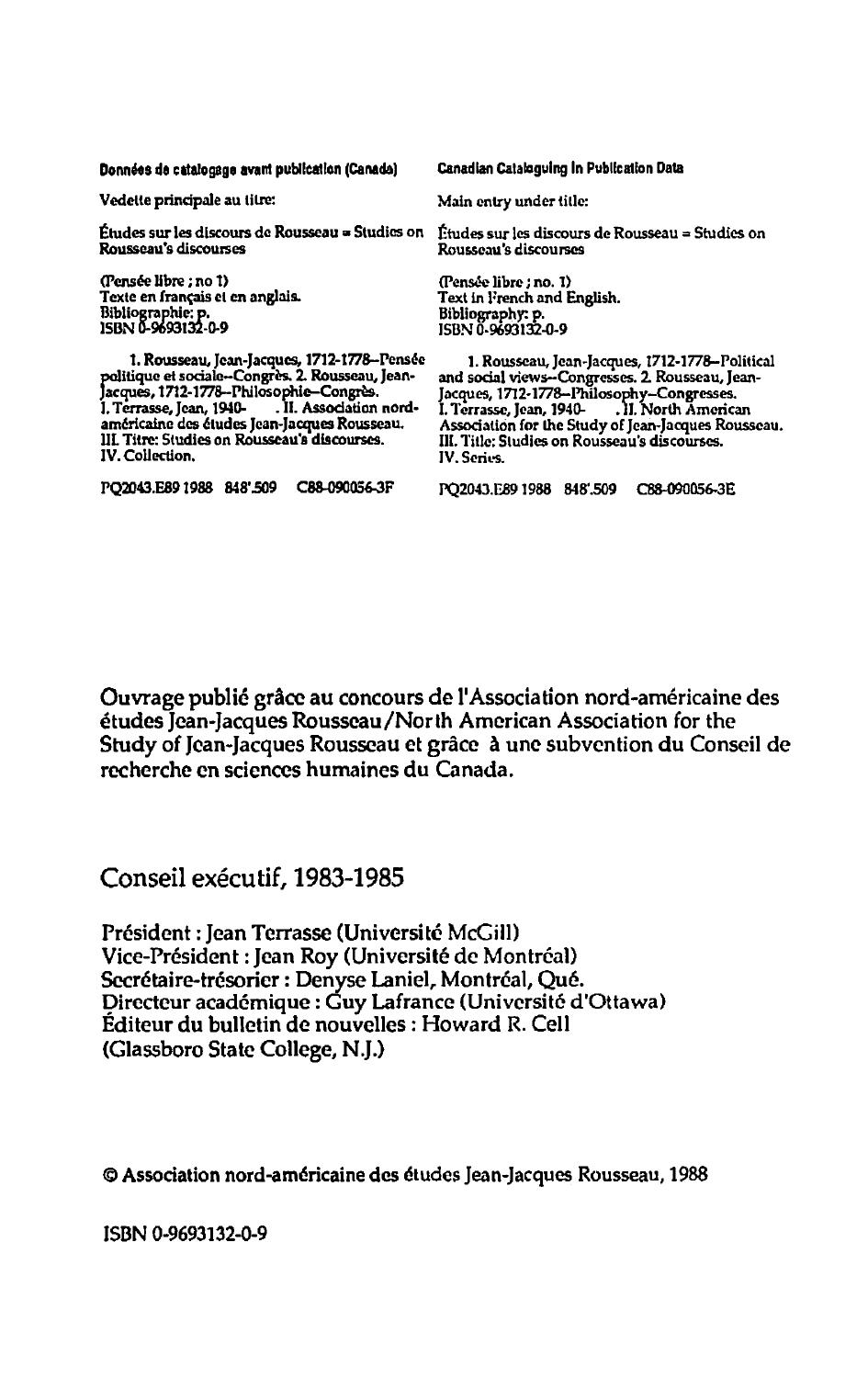**Données de catalogage avant publication (Canada)**

Vedette principale au titre:

Études sur les discours de Rousseau = Studies on Rousseau's discourses

(Pensée libre ; no 1)
Texte en français et en anglais.
Bibliographie: p.
ISBN 0-9693132-0-9

1. Rousseau, Jean-Jacques, 1712-1778--Pensée politique et sociale--Congrès. 2. Rousseau, Jean-Jacques, 1712-1778--Philosophie--Congrès. I. Terrasse, Jean, 1940- . II. Association nord-américaine des études Jean-Jacques Rousseau. III. Titre: Studies on Rousseau's discourses. IV. Collection.

PQ2043.E89 1988 848'.509 C88-090056-3F

**Canadian Cataloguing in Publication Data**

Main entry under title:

Études sur les discours de Rousseau = Studies on Rousseau's discourses

(Pensée libre ; no. 1)
Text in French and English.
Bibliography: p.
ISBN 0-9693132-0-9

1. Rousseau, Jean-Jacques, 1712-1778--Political and social views--Congresses. 2. Rousseau, Jean-Jacques, 1712-1778--Philosophy--Congresses. I. Terrasse, Jean, 1940- . II. North American Association for the Study of Jean-Jacques Rousseau. III. Title: Studies on Rousseau's discourses. IV. Series.

PQ2043.E89 1988 848'.509 C88-090056-3E

Ouvrage publié grâce au concours de l'Association nord-américaine des études Jean-Jacques Rousseau/North American Association for the Study of Jean-Jacques Rousseau et grâce à une subvention du Conseil de recherche en sciences humaines du Canada.

## Conseil exécutif, 1983-1985

Président : Jean Terrasse (Université McGill)
Vice-Président : Jean Roy (Université de Montréal)
Secrétaire-trésorier : Denyse Laniel, Montréal, Qué.
Directeur académique : Guy Lafrance (Université d'Ottawa)
Éditeur du bulletin de nouvelles : Howard R. Cell
(Glassboro State College, N.J.)

© Association nord-américaine des études Jean-Jacques Rousseau, 1988

ISBN 0-9693132-0-9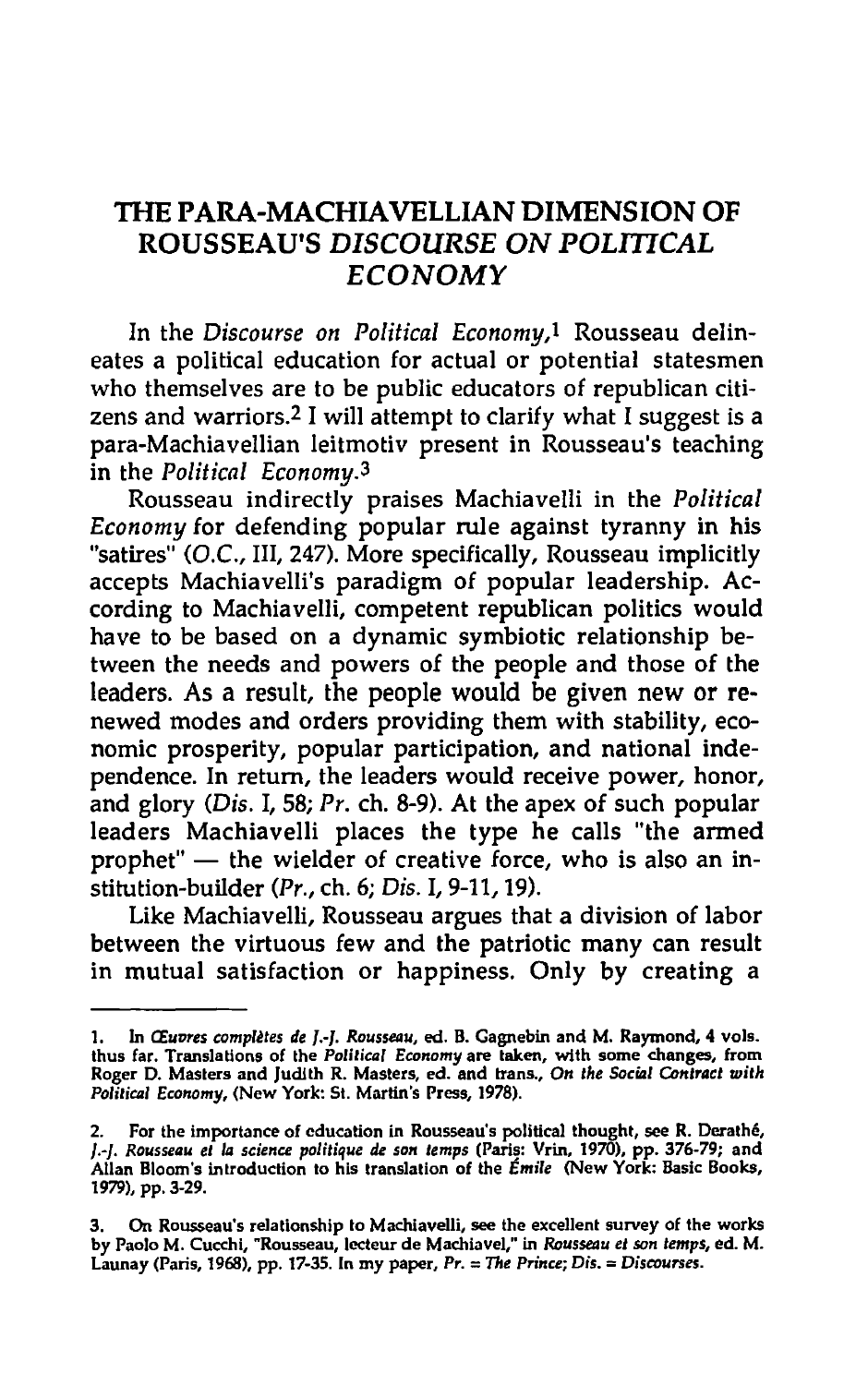# THE PARA-MACHIAVELLIAN DIMENSION OF ROUSSEAU'S *DISCOURSE ON POLITICAL ECONOMY*

In the *Discourse on Political Economy*,[1] Rousseau delineates a political education for actual or potential statesmen who themselves are to be public educators of republican citizens and warriors.[2] I will attempt to clarify what I suggest is a para-Machiavellian leitmotiv present in Rousseau's teaching in the *Political Economy*.[3]

Rousseau indirectly praises Machiavelli in the *Political Economy* for defending popular rule against tyranny in his "satires" (*O.C.*, III, 247). More specifically, Rousseau implicitly accepts Machiavelli's paradigm of popular leadership. According to Machiavelli, competent republican politics would have to be based on a dynamic symbiotic relationship between the needs and powers of the people and those of the leaders. As a result, the people would be given new or renewed modes and orders providing them with stability, economic prosperity, popular participation, and national independence. In return, the leaders would receive power, honor, and glory (*Dis.* I, 58; *Pr.* ch. 8-9). At the apex of such popular leaders Machiavelli places the type he calls "the armed prophet" — the wielder of creative force, who is also an institution-builder (*Pr.*, ch. 6; *Dis.* I, 9-11, 19).

Like Machiavelli, Rousseau argues that a division of labor between the virtuous few and the patriotic many can result in mutual satisfaction or happiness. Only by creating a

---

1. In *Œuvres complètes de J.-J. Rousseau*, ed. B. Gagnebin and M. Raymond, 4 vols. thus far. Translations of the *Political Economy* are taken, with some changes, from Roger D. Masters and Judith R. Masters, ed. and trans., *On the Social Contract with Political Economy*, (New York: St. Martin's Press, 1978).

2. For the importance of education in Rousseau's political thought, see R. Derathé, *J.-J. Rousseau et la science politique de son temps* (Paris: Vrin, 1970), pp. 376-79; and Allan Bloom's introduction to his translation of the *Émile* (New York: Basic Books, 1979), pp. 3-29.

3. On Rousseau's relationship to Machiavelli, see the excellent survey of the works by Paolo M. Cucchi, "Rousseau, lecteur de Machiavel," in *Rousseau et son temps*, ed. M. Launay (Paris, 1968), pp. 17-35. In my paper, *Pr.* = *The Prince*; *Dis.* = *Discourses*.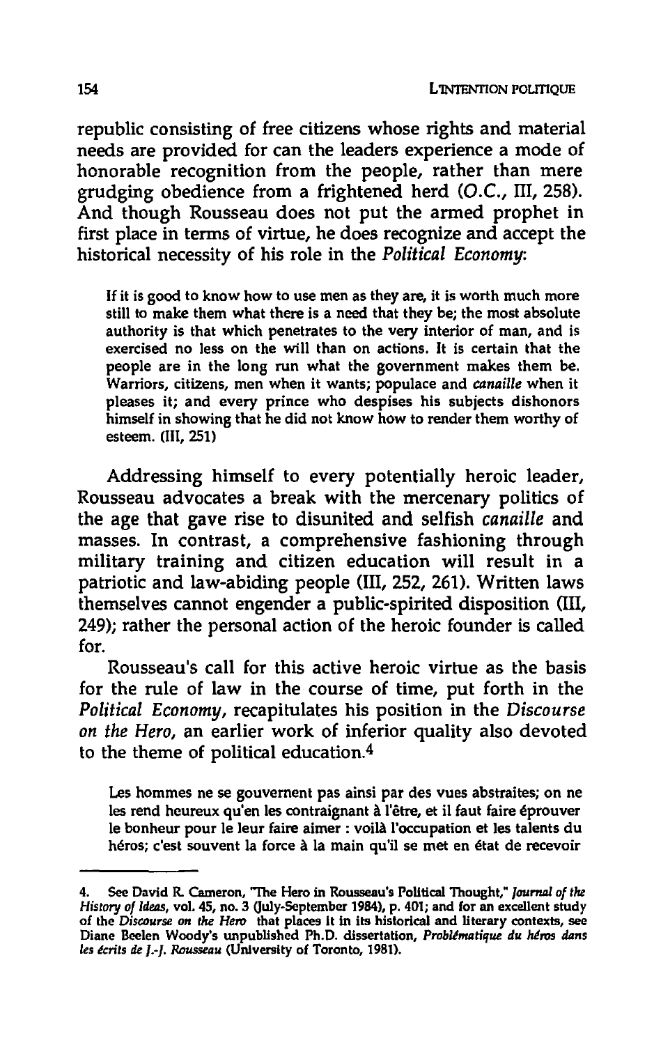republic consisting of free citizens whose rights and material needs are provided for can the leaders experience a mode of honorable recognition from the people, rather than mere grudging obedience from a frightened herd (*O.C.*, III, 258). And though Rousseau does not put the armed prophet in first place in terms of virtue, he does recognize and accept the historical necessity of his role in the *Political Economy*:

> If it is good to know how to use men as they are, it is worth much more still to make them what there is a need that they be; the most absolute authority is that which penetrates to the very interior of man, and is exercised no less on the will than on actions. It is certain that the people are in the long run what the government makes them be. Warriors, citizens, men when it wants; populace and *canaille* when it pleases it; and every prince who despises his subjects dishonors himself in showing that he did not know how to render them worthy of esteem. (III, 251)

Addressing himself to every potentially heroic leader, Rousseau advocates a break with the mercenary politics of the age that gave rise to disunited and selfish *canaille* and masses. In contrast, a comprehensive fashioning through military training and citizen education will result in a patriotic and law-abiding people (III, 252, 261). Written laws themselves cannot engender a public-spirited disposition (III, 249); rather the personal action of the heroic founder is called for.

Rousseau's call for this active heroic virtue as the basis for the rule of law in the course of time, put forth in the *Political Economy*, recapitulates his position in the *Discourse on the Hero*, an earlier work of inferior quality also devoted to the theme of political education.[4]

> Les hommes ne se gouvernent pas ainsi par des vues abstraites; on ne les rend heureux qu'en les contraignant à l'être, et il faut faire éprouver le bonheur pour le leur faire aimer : voilà l'occupation et les talents du héros; c'est souvent la force à la main qu'il se met en état de recevoir

4. See David R. Cameron, "The Hero in Rousseau's Political Thought," *Journal of the History of Ideas*, vol. 45, no. 3 (July-September 1984), p. 401; and for an excellent study of the *Discourse on the Hero* that places it in its historical and literary contexts, see Diane Beelen Woody's unpublished Ph.D. dissertation, *Problématique du héros dans les écrits de J.-J. Rousseau* (University of Toronto, 1981).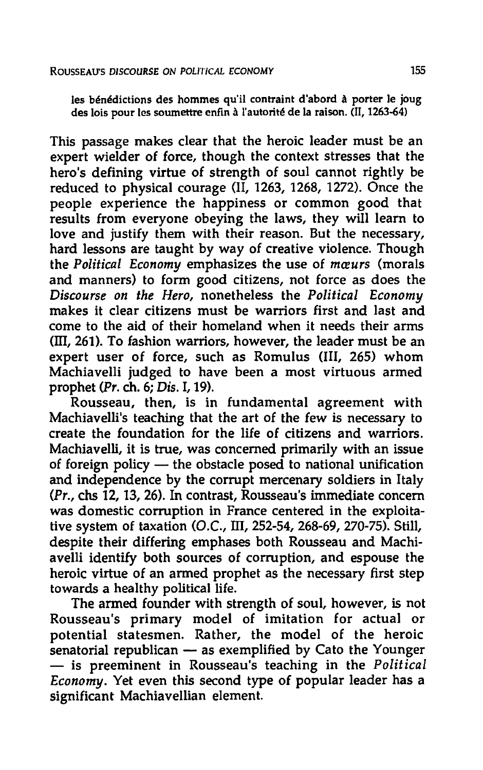les bénédictions des hommes qu'il contraint d'abord à porter le joug des lois pour les soumettre enfin à l'autorité de la raison. (II, 1263-64)

This passage makes clear that the heroic leader must be an expert wielder of force, though the context stresses that the hero's defining virtue of strength of soul cannot rightly be reduced to physical courage (II, 1263, 1268, 1272). Once the people experience the happiness or common good that results from everyone obeying the laws, they will learn to love and justify them with their reason. But the necessary, hard lessons are taught by way of creative violence. Though the *Political Economy* emphasizes the use of *mœurs* (morals and manners) to form good citizens, not force as does the *Discourse on the Hero*, nonetheless the *Political Economy* makes it clear citizens must be warriors first and last and come to the aid of their homeland when it needs their arms (III, 261). To fashion warriors, however, the leader must be an expert user of force, such as Romulus (III, 265) whom Machiavelli judged to have been a most virtuous armed prophet (*Pr.* ch. 6; *Dis.* I, 19).

Rousseau, then, is in fundamental agreement with Machiavelli's teaching that the art of the few is necessary to create the foundation for the life of citizens and warriors. Machiavelli, it is true, was concerned primarily with an issue of foreign policy — the obstacle posed to national unification and independence by the corrupt mercenary soldiers in Italy (*Pr.*, chs 12, 13, 26). In contrast, Rousseau's immediate concern was domestic corruption in France centered in the exploitative system of taxation (*O.C.*, III, 252-54, 268-69, 270-75). Still, despite their differing emphases both Rousseau and Machiavelli identify both sources of corruption, and espouse the heroic virtue of an armed prophet as the necessary first step towards a healthy political life.

The armed founder with strength of soul, however, is not Rousseau's primary model of imitation for actual or potential statesmen. Rather, the model of the heroic senatorial republican — as exemplified by Cato the Younger — is preeminent in Rousseau's teaching in the *Political Economy*. Yet even this second type of popular leader has a significant Machiavellian element.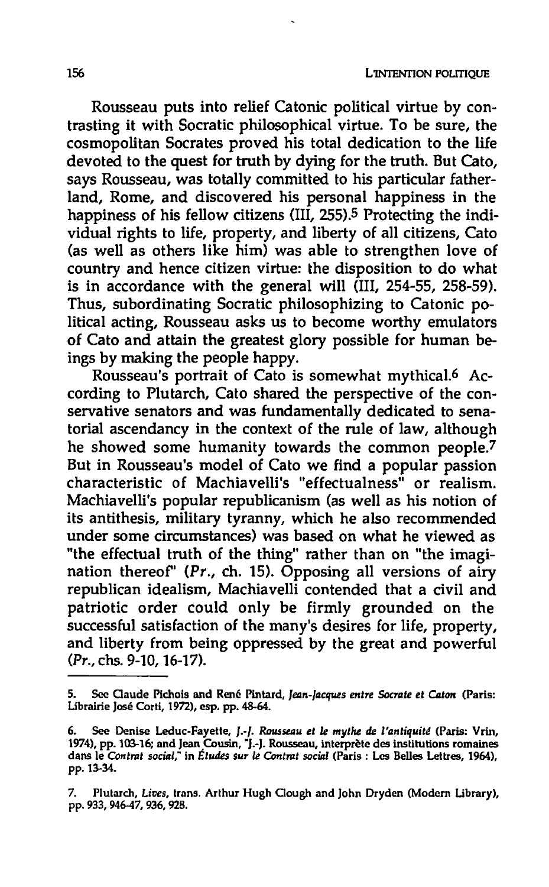Rousseau puts into relief Catonic political virtue by contrasting it with Socratic philosophical virtue. To be sure, the cosmopolitan Socrates proved his total dedication to the life devoted to the quest for truth by dying for the truth. But Cato, says Rousseau, was totally committed to his particular fatherland, Rome, and discovered his personal happiness in the happiness of his fellow citizens (III, 255).[5] Protecting the individual rights to life, property, and liberty of all citizens, Cato (as well as others like him) was able to strengthen love of country and hence citizen virtue: the disposition to do what is in accordance with the general will (III, 254-55, 258-59). Thus, subordinating Socratic philosophizing to Catonic political acting, Rousseau asks us to become worthy emulators of Cato and attain the greatest glory possible for human beings by making the people happy.

Rousseau's portrait of Cato is somewhat mythical.[6] According to Plutarch, Cato shared the perspective of the conservative senators and was fundamentally dedicated to senatorial ascendancy in the context of the rule of law, although he showed some humanity towards the common people.[7] But in Rousseau's model of Cato we find a popular passion characteristic of Machiavelli's "effectualness" or realism. Machiavelli's popular republicanism (as well as his notion of its antithesis, military tyranny, which he also recommended under some circumstances) was based on what he viewed as "the effectual truth of the thing" rather than on "the imagination thereof" (*Pr.*, ch. 15). Opposing all versions of airy republican idealism, Machiavelli contended that a civil and patriotic order could only be firmly grounded on the successful satisfaction of the many's desires for life, property, and liberty from being oppressed by the great and powerful (*Pr.*, chs. 9-10, 16-17).

---

5. See Claude Pichois and René Pintard, *Jean-Jacques entre Socrate et Caton* (Paris: Librairie José Corti, 1972), esp. pp. 48-64.

6. See Denise Leduc-Fayette, *J.-J. Rousseau et le mythe de l'antiquité* (Paris: Vrin, 1974), pp. 103-16; and Jean Cousin, "J.-J. Rousseau, interprète des institutions romaines dans le *Contrat social*," in *Études sur le Contrat social* (Paris : Les Belles Lettres, 1964), pp. 13-34.

7. Plutarch, *Lives*, trans. Arthur Hugh Clough and John Dryden (Modern Library), pp. 933, 946-47, 936, 928.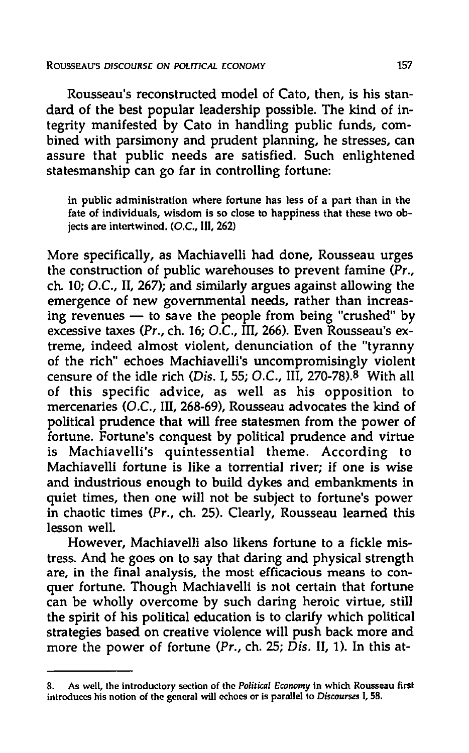Rousseau's reconstructed model of Cato, then, is his standard of the best popular leadership possible. The kind of integrity manifested by Cato in handling public funds, combined with parsimony and prudent planning, he stresses, can assure that public needs are satisfied. Such enlightened statesmanship can go far in controlling fortune:

> in public administration where fortune has less of a part than in the fate of individuals, wisdom is so close to happiness that these two objects are intertwined. (*O.C.*, III, 262)

More specifically, as Machiavelli had done, Rousseau urges the construction of public warehouses to prevent famine (*Pr.*, ch. 10; *O.C.*, II, 267); and similarly argues against allowing the emergence of new governmental needs, rather than increasing revenues — to save the people from being "crushed" by excessive taxes (*Pr.*, ch. 16; *O.C.*, III, 266). Even Rousseau's extreme, indeed almost violent, denunciation of the "tyranny of the rich" echoes Machiavelli's uncompromisingly violent censure of the idle rich (*Dis.* I, 55; *O.C.*, III, 270-78).[8] With all of this specific advice, as well as his opposition to mercenaries (*O.C.*, III, 268-69), Rousseau advocates the kind of political prudence that will free statesmen from the power of fortune. Fortune's conquest by political prudence and virtue is Machiavelli's quintessential theme. According to Machiavelli fortune is like a torrential river; if one is wise and industrious enough to build dykes and embankments in quiet times, then one will not be subject to fortune's power in chaotic times (*Pr.*, ch. 25). Clearly, Rousseau learned this lesson well.

However, Machiavelli also likens fortune to a fickle mistress. And he goes on to say that daring and physical strength are, in the final analysis, the most efficacious means to conquer fortune. Though Machiavelli is not certain that fortune can be wholly overcome by such daring heroic virtue, still the spirit of his political education is to clarify which political strategies based on creative violence will push back more and more the power of fortune (*Pr.*, ch. 25; *Dis.* II, 1). In this at-

---

8. As well, the introductory section of the *Political Economy* in which Rousseau first introduces his notion of the general will echoes or is parallel to *Discourses* I, 58.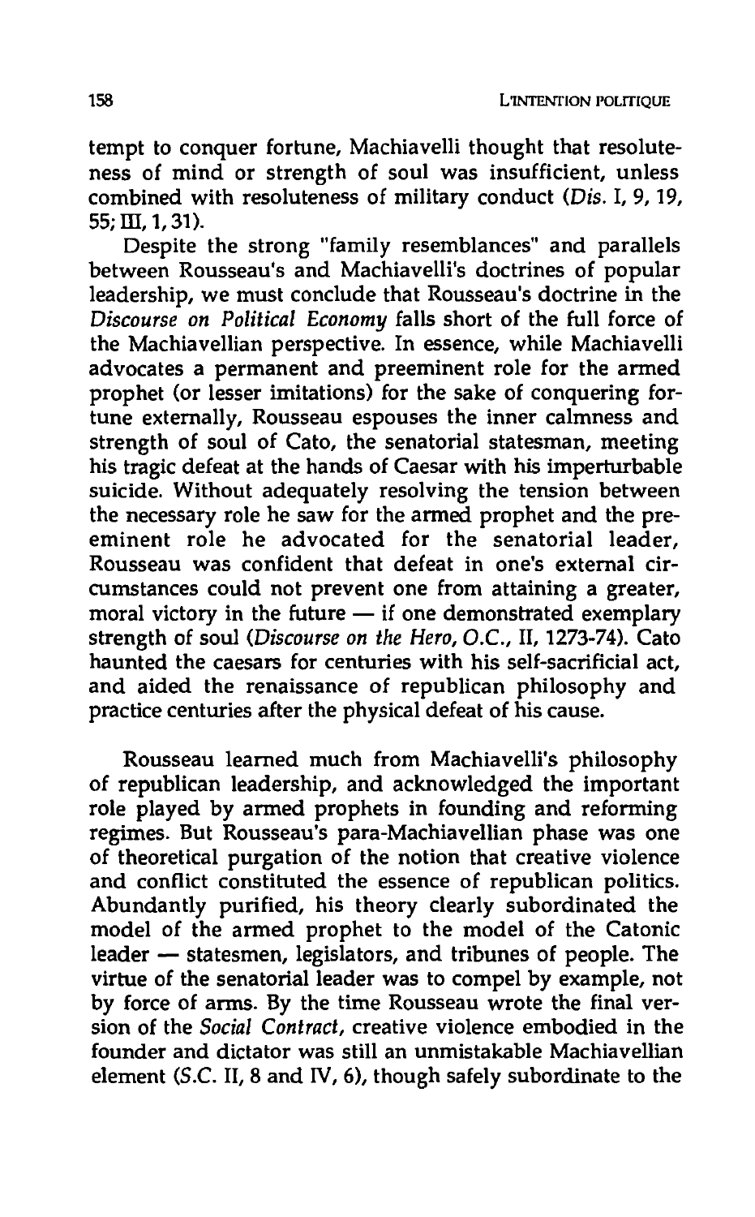tempt to conquer fortune, Machiavelli thought that resoluteness of mind or strength of soul was insufficient, unless combined with resoluteness of military conduct (*Dis.* I, 9, 19, 55; III, 1, 31).

Despite the strong "family resemblances" and parallels between Rousseau's and Machiavelli's doctrines of popular leadership, we must conclude that Rousseau's doctrine in the *Discourse on Political Economy* falls short of the full force of the Machiavellian perspective. In essence, while Machiavelli advocates a permanent and preeminent role for the armed prophet (or lesser imitations) for the sake of conquering fortune externally, Rousseau espouses the inner calmness and strength of soul of Cato, the senatorial statesman, meeting his tragic defeat at the hands of Caesar with his imperturbable suicide. Without adequately resolving the tension between the necessary role he saw for the armed prophet and the preeminent role he advocated for the senatorial leader, Rousseau was confident that defeat in one's external circumstances could not prevent one from attaining a greater, moral victory in the future — if one demonstrated exemplary strength of soul (*Discourse on the Hero, O.C.*, II, 1273-74). Cato haunted the caesars for centuries with his self-sacrificial act, and aided the renaissance of republican philosophy and practice centuries after the physical defeat of his cause.

Rousseau learned much from Machiavelli's philosophy of republican leadership, and acknowledged the important role played by armed prophets in founding and reforming regimes. But Rousseau's para-Machiavellian phase was one of theoretical purgation of the notion that creative violence and conflict constituted the essence of republican politics. Abundantly purified, his theory clearly subordinated the model of the armed prophet to the model of the Catonic leader — statesmen, legislators, and tribunes of people. The virtue of the senatorial leader was to compel by example, not by force of arms. By the time Rousseau wrote the final version of the *Social Contract*, creative violence embodied in the founder and dictator was still an unmistakable Machiavellian element (*S.C.* II, 8 and IV, 6), though safely subordinate to the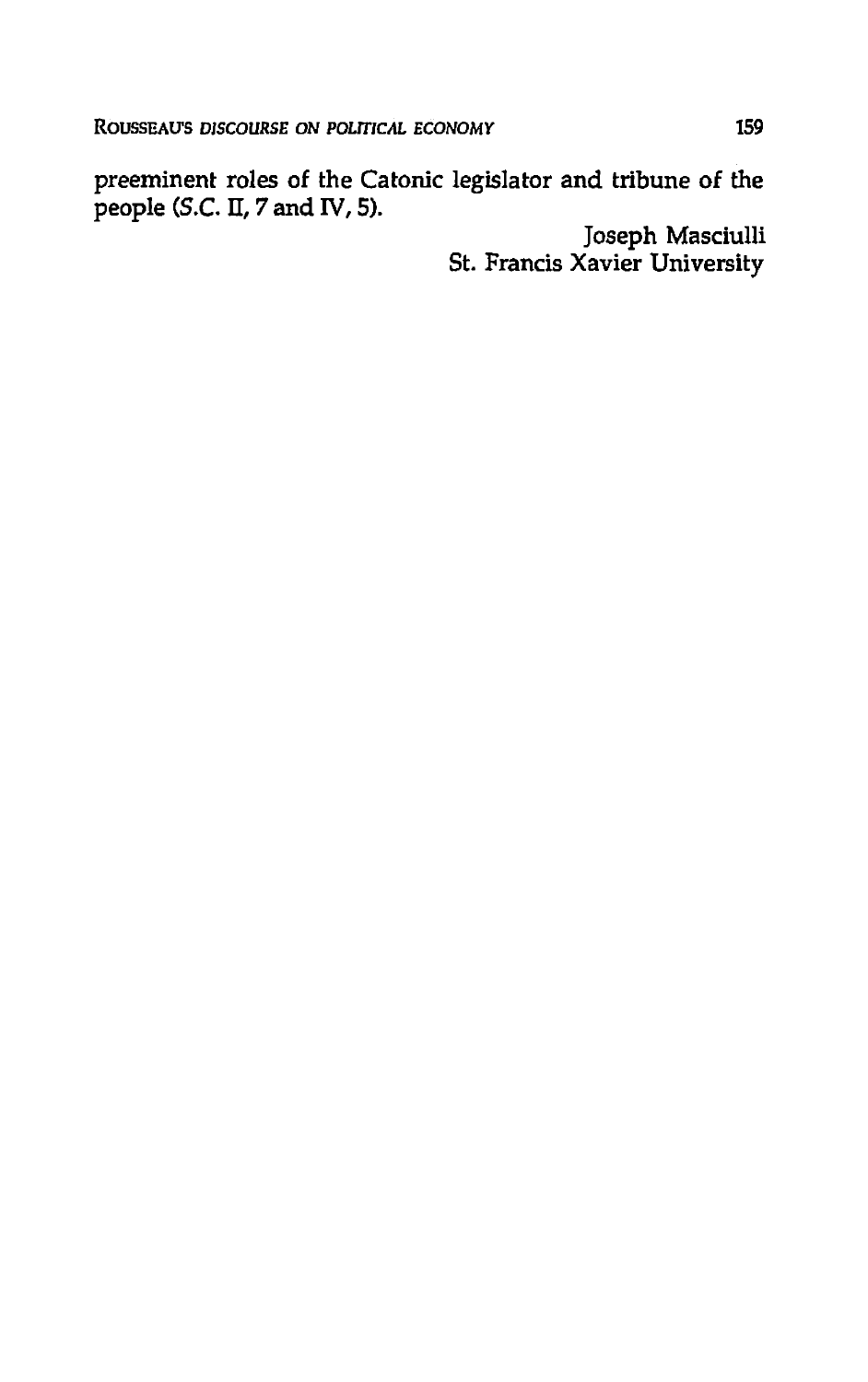preeminent roles of the Catonic legislator and tribune of the people (*S.C.* II, 7 and IV, 5).

Joseph Masciulli  
St. Francis Xavier University